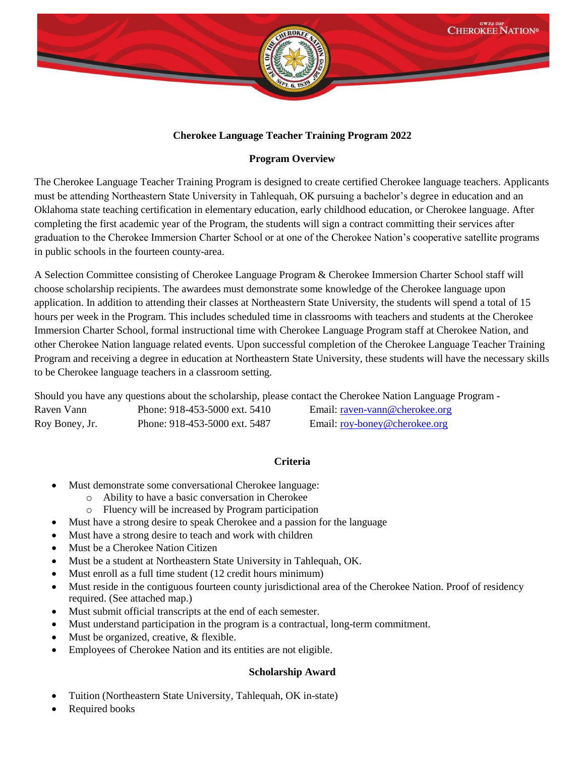**Cherokee Language Teacher Training Program 2022**

**Program Overview**

The Cherokee Language Teacher Training Program is designed to create certified Cherokee language teachers. Applicants must be attending Northeastern State University in Tahlequah, OK pursuing a bachelor's degree in education and an Oklahoma state teaching certification in elementary education, early childhood education, or Cherokee language. After completing the first academic year of the Program, the students will sign a contract committing their services after graduation to the Cherokee Immersion Charter School or at one of the Cherokee Nation's cooperative satellite programs in public schools in the fourteen county-area.

A Selection Committee consisting of Cherokee Language Program & Cherokee Immersion Charter School staff will choose scholarship recipients. The awardees must demonstrate some knowledge of the Cherokee language upon application. In addition to attending their classes at Northeastern State University, the students will spend a total of 15 hours per week in the Program. This includes scheduled time in classrooms with teachers and students at the Cherokee Immersion Charter School, formal instructional time with Cherokee Language Program staff at Cherokee Nation, and other Cherokee Nation language related events. Upon successful completion of the Cherokee Language Teacher Training Program and receiving a degree in education at Northeastern State University, these students will have the necessary skills to be Cherokee language teachers in a classroom setting.

Should you have any questions about the scholarship, please contact the Cherokee Nation Language Program -

| | | |
|---|---|---|
| Raven Vann | Phone: 918-453-5000 ext. 5410 | Email: raven-vann@cherokee.org |
| Roy Boney, Jr. | Phone: 918-453-5000 ext. 5487 | Email: roy-boney@cherokee.org |

**Criteria**

- Must demonstrate some conversational Cherokee language:
  - Ability to have a basic conversation in Cherokee
  - Fluency will be increased by Program participation
- Must have a strong desire to speak Cherokee and a passion for the language
- Must have a strong desire to teach and work with children
- Must be a Cherokee Nation Citizen
- Must be a student at Northeastern State University in Tahlequah, OK.
- Must enroll as a full time student (12 credit hours minimum)
- Must reside in the contiguous fourteen county jurisdictional area of the Cherokee Nation. Proof of residency required. (See attached map.)
- Must submit official transcripts at the end of each semester.
- Must understand participation in the program is a contractual, long-term commitment.
- Must be organized, creative, & flexible.
- Employees of Cherokee Nation and its entities are not eligible.

**Scholarship Award**

- Tuition (Northeastern State University, Tahlequah, OK in-state)
- Required books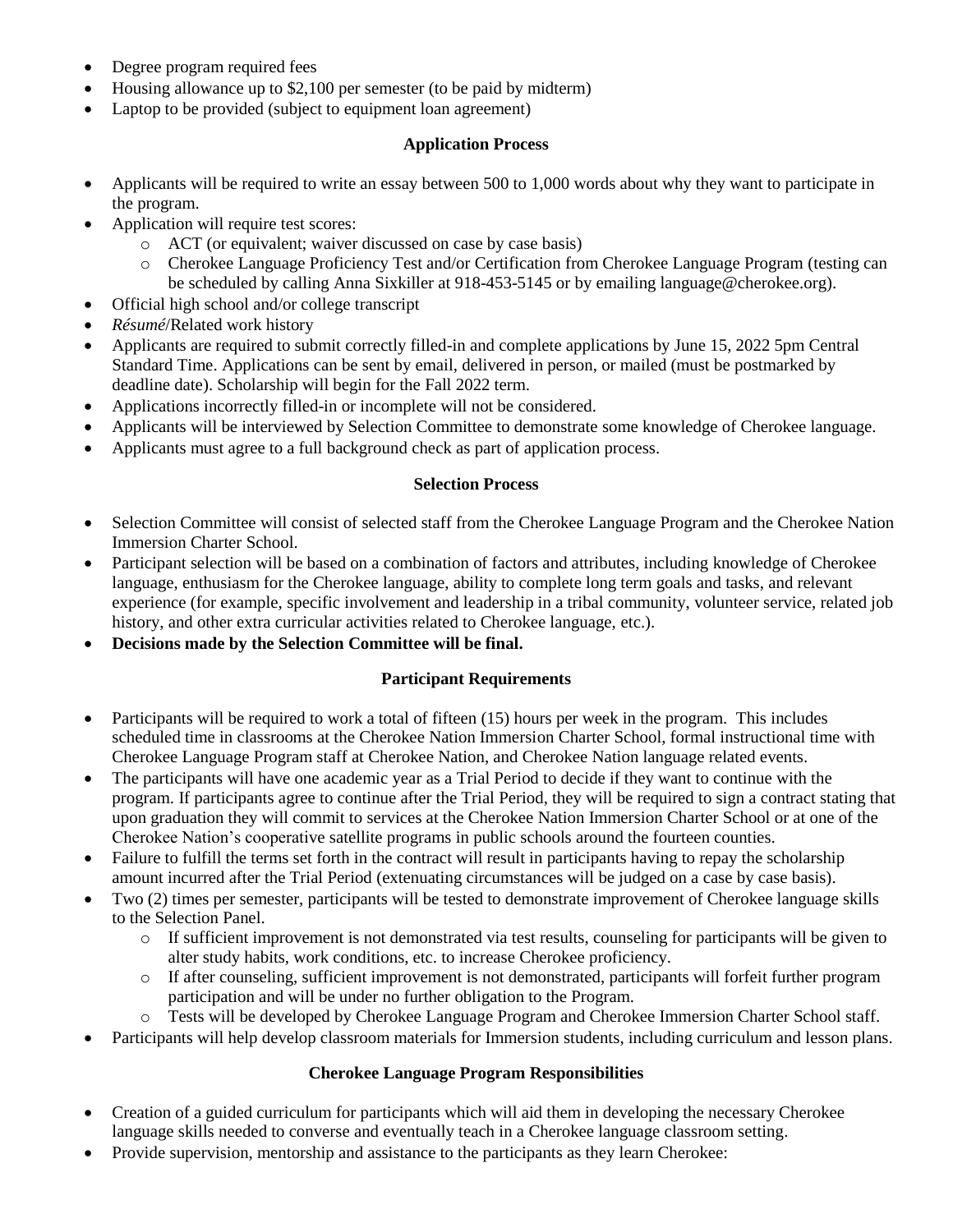- Degree program required fees
- Housing allowance up to $2,100 per semester (to be paid by midterm)
- Laptop to be provided (subject to equipment loan agreement)

### Application Process

- Applicants will be required to write an essay between 500 to 1,000 words about why they want to participate in the program.
- Application will require test scores:
    - ACT (or equivalent; waiver discussed on case by case basis)
    - Cherokee Language Proficiency Test and/or Certification from Cherokee Language Program (testing can be scheduled by calling Anna Sixkiller at 918-453-5145 or by emailing language@cherokee.org).
- Official high school and/or college transcript
- *Résumé*/Related work history
- Applicants are required to submit correctly filled-in and complete applications by June 15, 2022 5pm Central Standard Time. Applications can be sent by email, delivered in person, or mailed (must be postmarked by deadline date). Scholarship will begin for the Fall 2022 term.
- Applications incorrectly filled-in or incomplete will not be considered.
- Applicants will be interviewed by Selection Committee to demonstrate some knowledge of Cherokee language.
- Applicants must agree to a full background check as part of application process.

### Selection Process

- Selection Committee will consist of selected staff from the Cherokee Language Program and the Cherokee Nation Immersion Charter School.
- Participant selection will be based on a combination of factors and attributes, including knowledge of Cherokee language, enthusiasm for the Cherokee language, ability to complete long term goals and tasks, and relevant experience (for example, specific involvement and leadership in a tribal community, volunteer service, related job history, and other extra curricular activities related to Cherokee language, etc.).
- **Decisions made by the Selection Committee will be final.**

### Participant Requirements

- Participants will be required to work a total of fifteen (15) hours per week in the program. This includes scheduled time in classrooms at the Cherokee Nation Immersion Charter School, formal instructional time with Cherokee Language Program staff at Cherokee Nation, and Cherokee Nation language related events.
- The participants will have one academic year as a Trial Period to decide if they want to continue with the program. If participants agree to continue after the Trial Period, they will be required to sign a contract stating that upon graduation they will commit to services at the Cherokee Nation Immersion Charter School or at one of the Cherokee Nation's cooperative satellite programs in public schools around the fourteen counties.
- Failure to fulfill the terms set forth in the contract will result in participants having to repay the scholarship amount incurred after the Trial Period (extenuating circumstances will be judged on a case by case basis).
- Two (2) times per semester, participants will be tested to demonstrate improvement of Cherokee language skills to the Selection Panel.
    - If sufficient improvement is not demonstrated via test results, counseling for participants will be given to alter study habits, work conditions, etc. to increase Cherokee proficiency.
    - If after counseling, sufficient improvement is not demonstrated, participants will forfeit further program participation and will be under no further obligation to the Program.
    - Tests will be developed by Cherokee Language Program and Cherokee Immersion Charter School staff.
- Participants will help develop classroom materials for Immersion students, including curriculum and lesson plans.

### Cherokee Language Program Responsibilities

- Creation of a guided curriculum for participants which will aid them in developing the necessary Cherokee language skills needed to converse and eventually teach in a Cherokee language classroom setting.
- Provide supervision, mentorship and assistance to the participants as they learn Cherokee: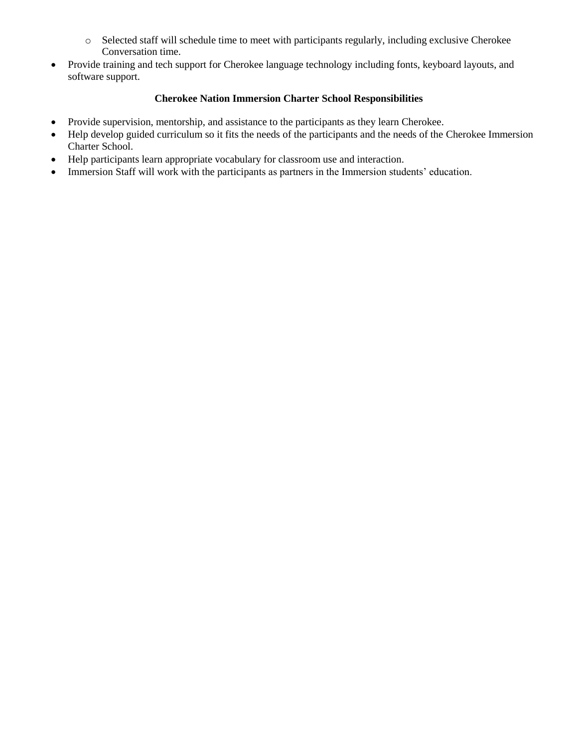- Selected staff will schedule time to meet with participants regularly, including exclusive Cherokee Conversation time.
- Provide training and tech support for Cherokee language technology including fonts, keyboard layouts, and software support.

**Cherokee Nation Immersion Charter School Responsibilities**

- Provide supervision, mentorship, and assistance to the participants as they learn Cherokee.
- Help develop guided curriculum so it fits the needs of the participants and the needs of the Cherokee Immersion Charter School.
- Help participants learn appropriate vocabulary for classroom use and interaction.
- Immersion Staff will work with the participants as partners in the Immersion students' education.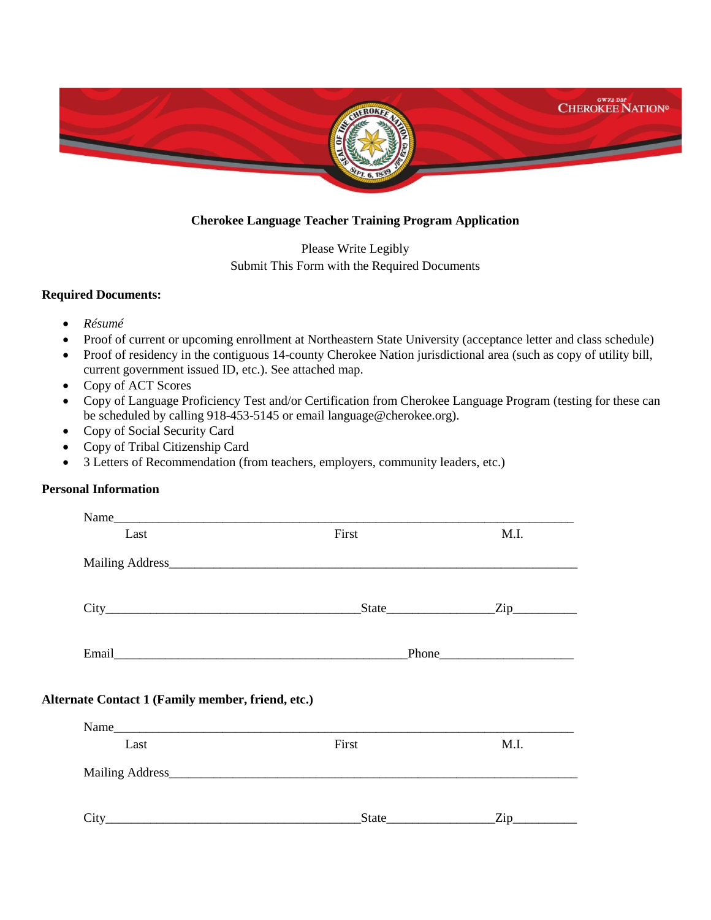**Cherokee Language Teacher Training Program Application**

Please Write Legibly
Submit This Form with the Required Documents

**Required Documents:**

- *Résumé*
- Proof of current or upcoming enrollment at Northeastern State University (acceptance letter and class schedule)
- Proof of residency in the contiguous 14-county Cherokee Nation jurisdictional area (such as copy of utility bill, current government issued ID, etc.). See attached map.
- Copy of ACT Scores
- Copy of Language Proficiency Test and/or Certification from Cherokee Language Program (testing for these can be scheduled by calling 918-453-5145 or email language@cherokee.org).
- Copy of Social Security Card
- Copy of Tribal Citizenship Card
- 3 Letters of Recommendation (from teachers, employers, community leaders, etc.)

**Personal Information**

Name___________________________________________________________________
Last First M.I.

Mailing Address__________________________________________________________

City_______________________________________State________________Zip__________

Email_______________________________________________Phone____________________

**Alternate Contact 1 (Family member, friend, etc.)**

Name___________________________________________________________________
Last First M.I.

Mailing Address__________________________________________________________

City_______________________________________State________________Zip__________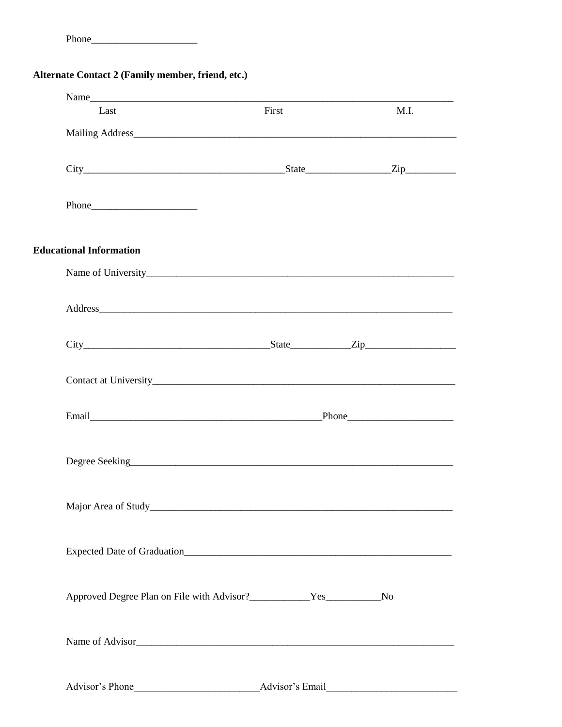Phone____________________

**Alternate Contact 2 (Family member, friend, etc.)**

Name______________________________________________________________________
Last First M.I.

Mailing Address______________________________________________________________

City______________________________________State________________Zip__________

Phone____________________

**Educational Information**

Name of University_________________________________________________________

Address___________________________________________________________________

City____________________________________State___________Zip_________________

Contact at University_______________________________________________________

Email_____________________________________________Phone____________________

Degree Seeking______________________________________________________________

Major Area of Study_________________________________________________________

Expected Date of Graduation__________________________________________________

Approved Degree Plan on File with Advisor?___________Yes__________No

Name of Advisor_____________________________________________________________

Advisor's Phone________________________Advisor's Email_________________________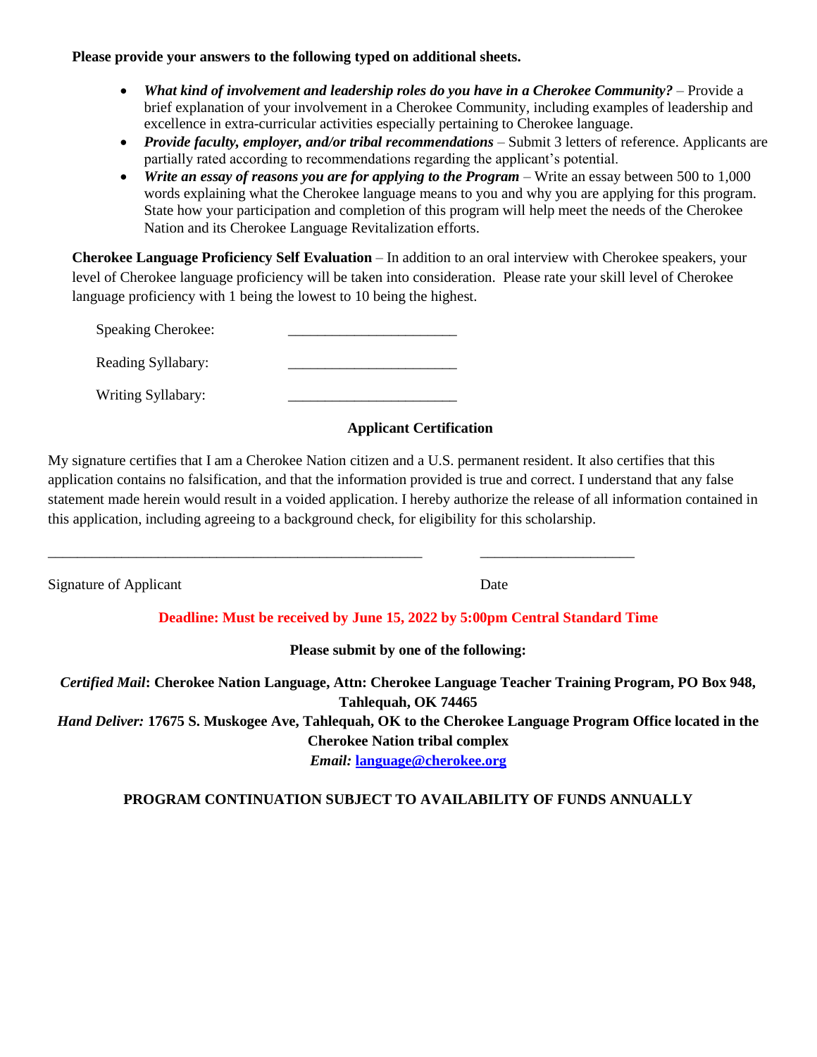**Please provide your answers to the following typed on additional sheets.**

- ***What kind of involvement and leadership roles do you have in a Cherokee Community?*** – Provide a brief explanation of your involvement in a Cherokee Community, including examples of leadership and excellence in extra-curricular activities especially pertaining to Cherokee language.
- ***Provide faculty, employer, and/or tribal recommendations*** – Submit 3 letters of reference. Applicants are partially rated according to recommendations regarding the applicant's potential.
- ***Write an essay of reasons you are for applying to the Program*** – Write an essay between 500 to 1,000 words explaining what the Cherokee language means to you and why you are applying for this program. State how your participation and completion of this program will help meet the needs of the Cherokee Nation and its Cherokee Language Revitalization efforts.

**Cherokee Language Proficiency Self Evaluation** – In addition to an oral interview with Cherokee speakers, your level of Cherokee language proficiency will be taken into consideration. Please rate your skill level of Cherokee language proficiency with 1 being the lowest to 10 being the highest.

Speaking Cherokee: _______________________

Reading Syllabary: _______________________

Writing Syllabary: _______________________

**Applicant Certification**

My signature certifies that I am a Cherokee Nation citizen and a U.S. permanent resident. It also certifies that this application contains no falsification, and that the information provided is true and correct. I understand that any false statement made herein would result in a voided application. I hereby authorize the release of all information contained in this application, including agreeing to a background check, for eligibility for this scholarship.

_____________________________________________________ _____________________

Signature of Applicant Date

**Deadline: Must be received by June 15, 2022 by 5:00pm Central Standard Time**

**Please submit by one of the following:**

***Certified Mail*: Cherokee Nation Language, Attn: Cherokee Language Teacher Training Program, PO Box 948, Tahlequah, OK 74465**

***Hand Deliver:* 17675 S. Muskogee Ave, Tahlequah, OK to the Cherokee Language Program Office located in the Cherokee Nation tribal complex**

***Email:* [language@cherokee.org](mailto:language@cherokee.org)**

**PROGRAM CONTINUATION SUBJECT TO AVAILABILITY OF FUNDS ANNUALLY**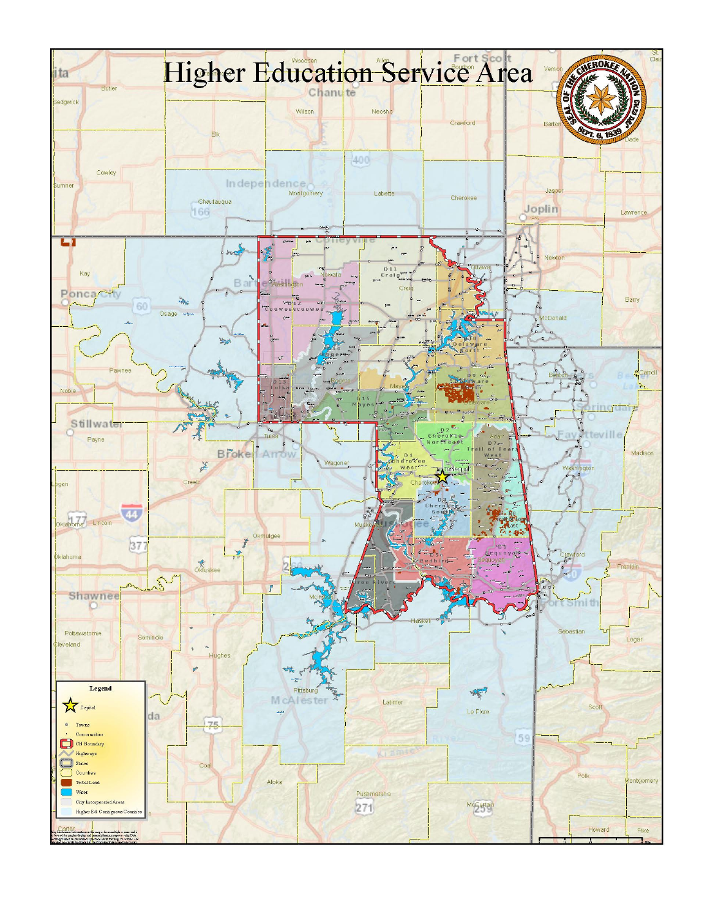# Higher Education Service Area

Legend

Capitol

Towns

Communities

CN Boundary

Highways

States

Counties

Tribal Land

Water

City Incorporated Areas

Higher Ed. Contiguous Counties